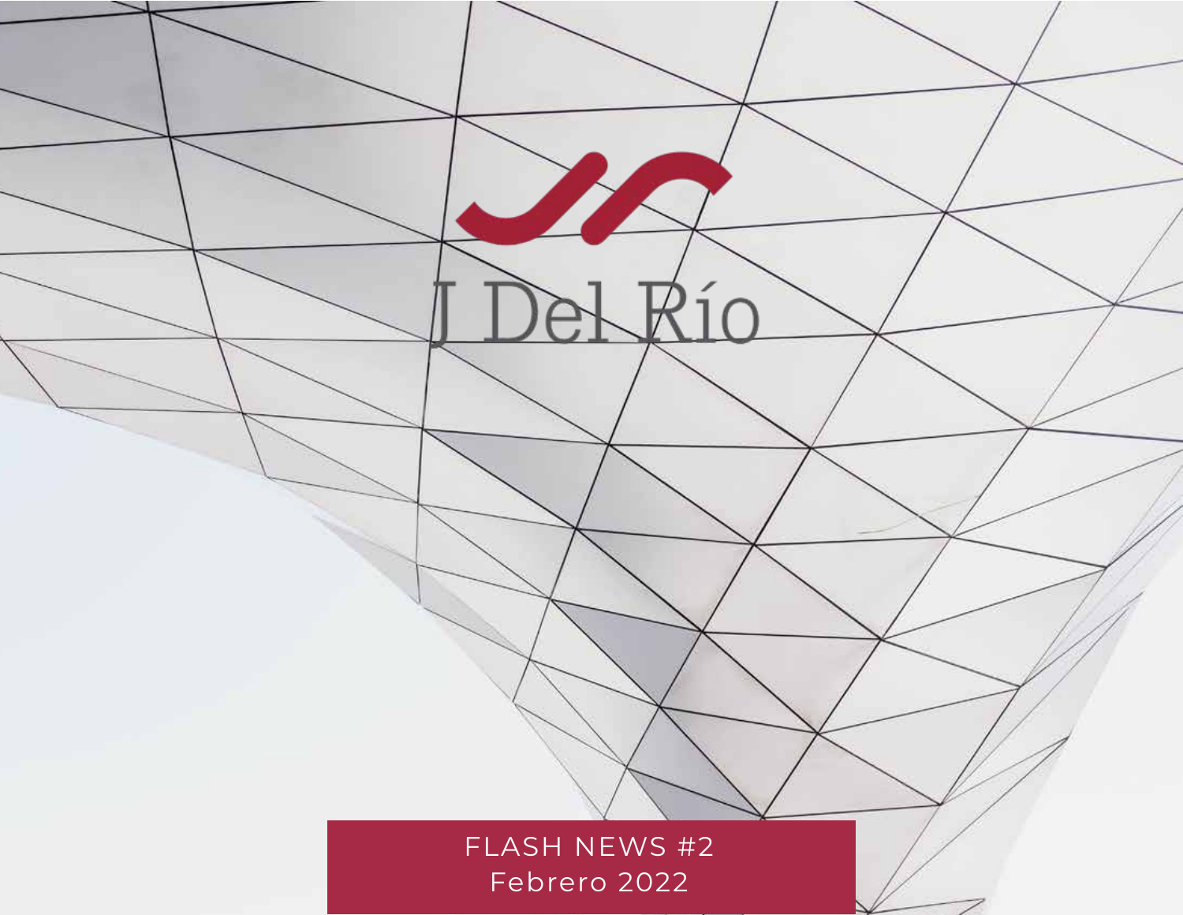# J Del Río

FLASH NEWS #2

Febrero 2022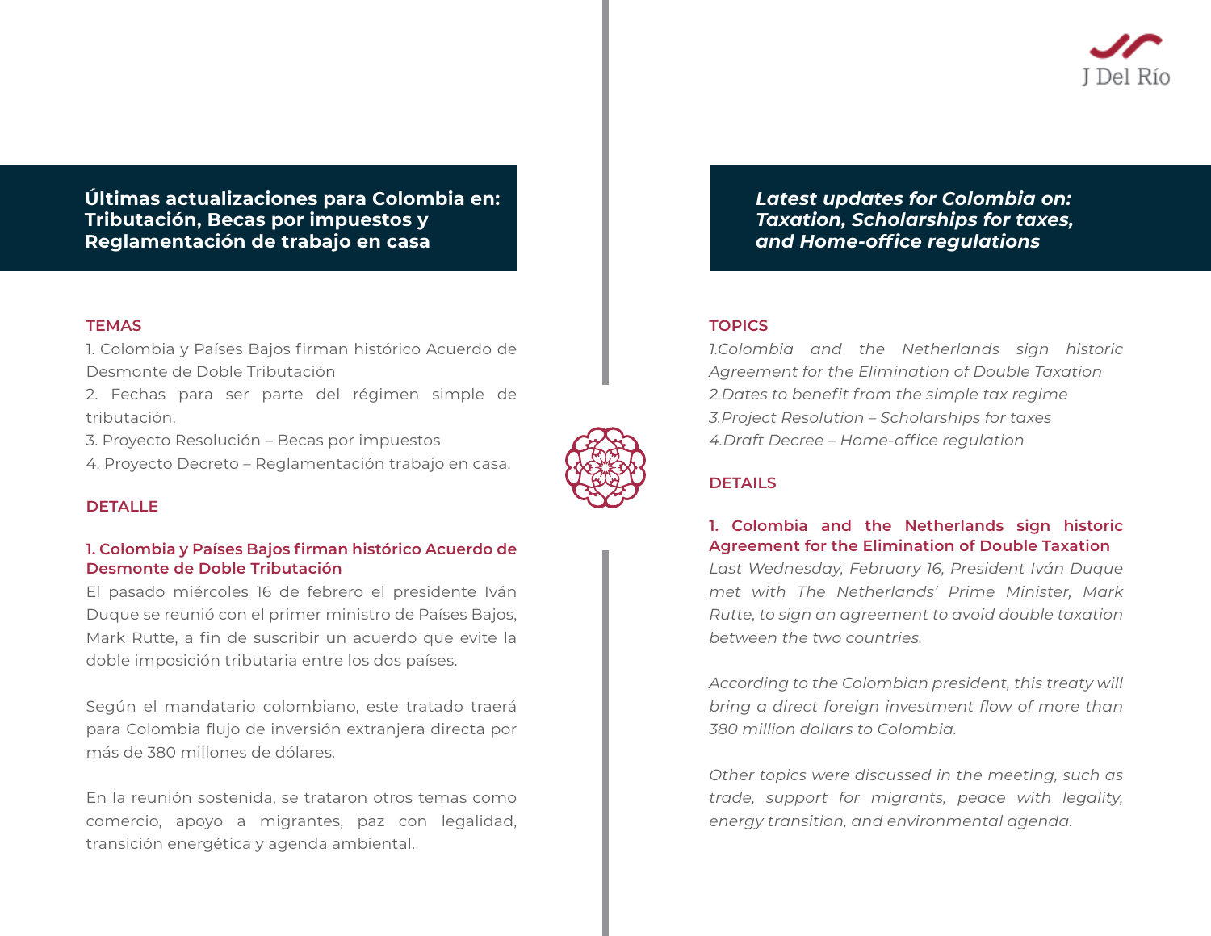## Últimas actualizaciones para Colombia en: Tributación, Becas por impuestos y Reglamentación de trabajo en casa

### TEMAS

1. Colombia y Países Bajos firman histórico Acuerdo de Desmonte de Doble Tributación
2. Fechas para ser parte del régimen simple de tributación.
3. Proyecto Resolución – Becas por impuestos
4. Proyecto Decreto – Reglamentación trabajo en casa.

### DETALLE

#### 1. Colombia y Países Bajos firman histórico Acuerdo de Desmonte de Doble Tributación

El pasado miércoles 16 de febrero el presidente Iván Duque se reunió con el primer ministro de Países Bajos, Mark Rutte, a fin de suscribir un acuerdo que evite la doble imposición tributaria entre los dos países.

Según el mandatario colombiano, este tratado traerá para Colombia flujo de inversión extranjera directa por más de 380 millones de dólares.

En la reunión sostenida, se trataron otros temas como comercio, apoyo a migrantes, paz con legalidad, transición energética y agenda ambiental.

## *Latest updates for Colombia on: Taxation, Scholarships for taxes, and Home-office regulations*

### TOPICS

*1.Colombia and the Netherlands sign historic Agreement for the Elimination of Double Taxation*
*2.Dates to benefit from the simple tax regime*
*3.Project Resolution – Scholarships for taxes*
*4.Draft Decree – Home-office regulation*

### DETAILS

#### 1. Colombia and the Netherlands sign historic Agreement for the Elimination of Double Taxation

*Last Wednesday, February 16, President Iván Duque met with The Netherlands' Prime Minister, Mark Rutte, to sign an agreement to avoid double taxation between the two countries.*

*According to the Colombian president, this treaty will bring a direct foreign investment flow of more than 380 million dollars to Colombia.*

*Other topics were discussed in the meeting, such as trade, support for migrants, peace with legality, energy transition, and environmental agenda.*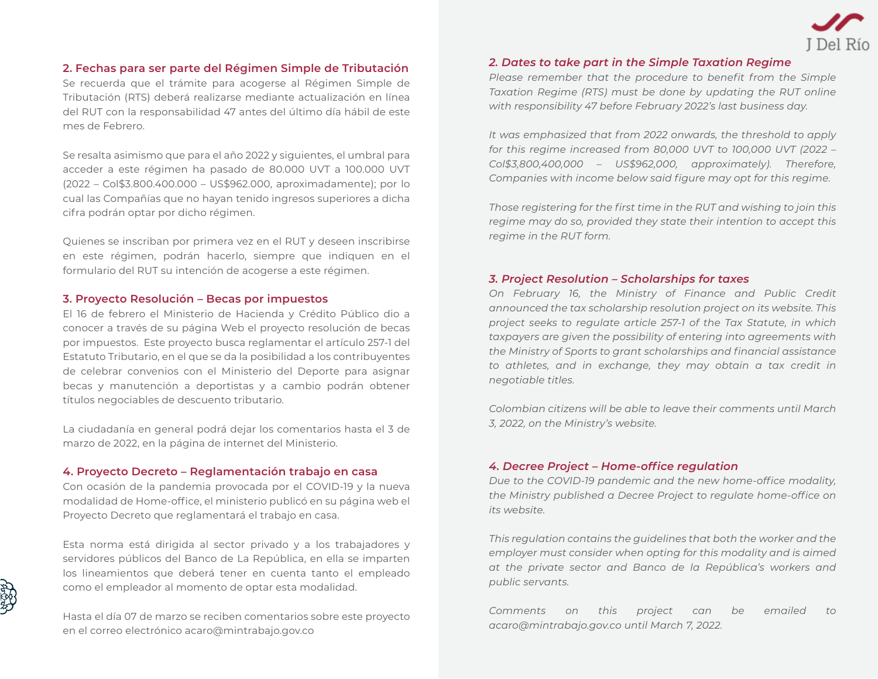## 2. Fechas para ser parte del Régimen Simple de Tributación

Se recuerda que el trámite para acogerse al Régimen Simple de Tributación (RTS) deberá realizarse mediante actualización en línea del RUT con la responsabilidad 47 antes del último día hábil de este mes de Febrero.

Se resalta asimismo que para el año 2022 y siguientes, el umbral para acceder a este régimen ha pasado de 80.000 UVT a 100.000 UVT (2022 – Col$3.800.400.000 – US$962.000, aproximadamente); por lo cual las Compañías que no hayan tenido ingresos superiores a dicha cifra podrán optar por dicho régimen.

Quienes se inscriban por primera vez en el RUT y deseen inscribirse en este régimen, podrán hacerlo, siempre que indiquen en el formulario del RUT su intención de acogerse a este régimen.

## 3. Proyecto Resolución – Becas por impuestos

El 16 de febrero el Ministerio de Hacienda y Crédito Público dio a conocer a través de su página Web el proyecto resolución de becas por impuestos. Este proyecto busca reglamentar el artículo 257-1 del Estatuto Tributario, en el que se da la posibilidad a los contribuyentes de celebrar convenios con el Ministerio del Deporte para asignar becas y manutención a deportistas y a cambio podrán obtener títulos negociables de descuento tributario.

La ciudadanía en general podrá dejar los comentarios hasta el 3 de marzo de 2022, en la página de internet del Ministerio.

## 4. Proyecto Decreto – Reglamentación trabajo en casa

Con ocasión de la pandemia provocada por el COVID-19 y la nueva modalidad de Home-office, el ministerio publicó en su página web el Proyecto Decreto que reglamentará el trabajo en casa.

Esta norma está dirigida al sector privado y a los trabajadores y servidores públicos del Banco de La República, en ella se imparten los lineamientos que deberá tener en cuenta tanto el empleado como el empleador al momento de optar esta modalidad.

Hasta el día 07 de marzo se reciben comentarios sobre este proyecto en el correo electrónico acaro@mintrabajo.gov.co

## *2. Dates to take part in the Simple Taxation Regime*

*Please remember that the procedure to benefit from the Simple Taxation Regime (RTS) must be done by updating the RUT online with responsibility 47 before February 2022's last business day.*

*It was emphasized that from 2022 onwards, the threshold to apply for this regime increased from 80,000 UVT to 100,000 UVT (2022 – Col$3,800,400,000 – US$962,000, approximately). Therefore, Companies with income below said figure may opt for this regime.*

*Those registering for the first time in the RUT and wishing to join this regime may do so, provided they state their intention to accept this regime in the RUT form.*

## *3. Project Resolution – Scholarships for taxes*

*On February 16, the Ministry of Finance and Public Credit announced the tax scholarship resolution project on its website. This project seeks to regulate article 257-1 of the Tax Statute, in which taxpayers are given the possibility of entering into agreements with the Ministry of Sports to grant scholarships and financial assistance to athletes, and in exchange, they may obtain a tax credit in negotiable titles.*

*Colombian citizens will be able to leave their comments until March 3, 2022, on the Ministry's website.*

## *4. Decree Project – Home-office regulation*

*Due to the COVID-19 pandemic and the new home-office modality, the Ministry published a Decree Project to regulate home-office on its website.*

*This regulation contains the guidelines that both the worker and the employer must consider when opting for this modality and is aimed at the private sector and Banco de la República's workers and public servants.*

*Comments on this project can be emailed to acaro@mintrabajo.gov.co until March 7, 2022.*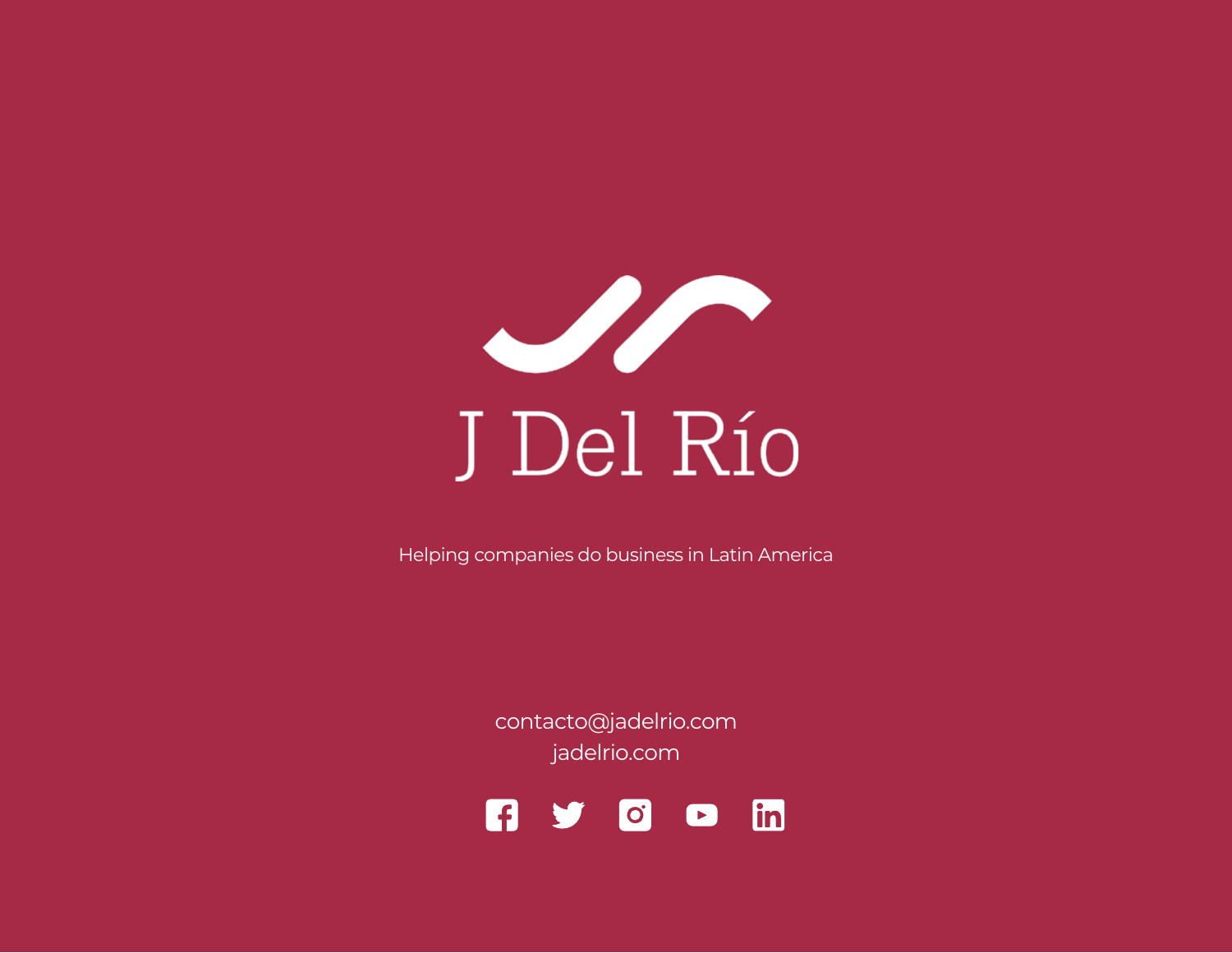# J Del Río

Helping companies do business in Latin America

contacto@jadelrio.com
jadelrio.com